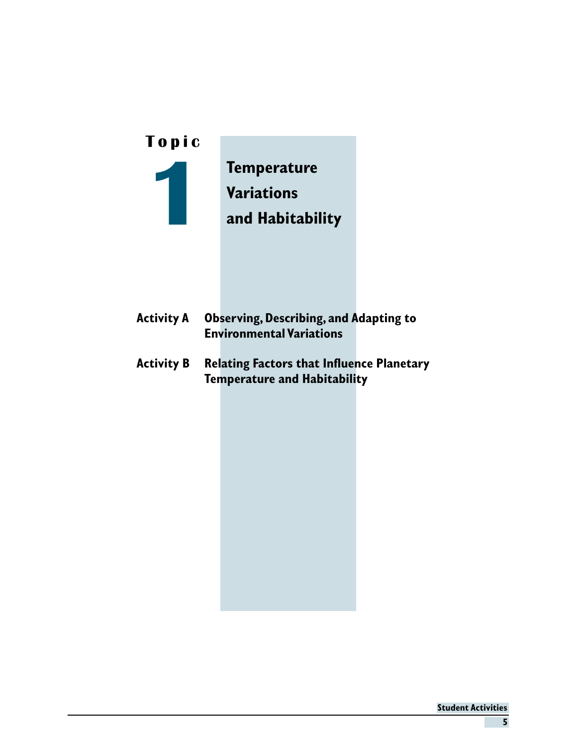# Topic 1

## Temperature Variations and Habitability

**Activity A** Observing, Describing, and Adapting to Environmental Variations

**Activity B** Relating Factors that Influence Planetary Temperature and Habitability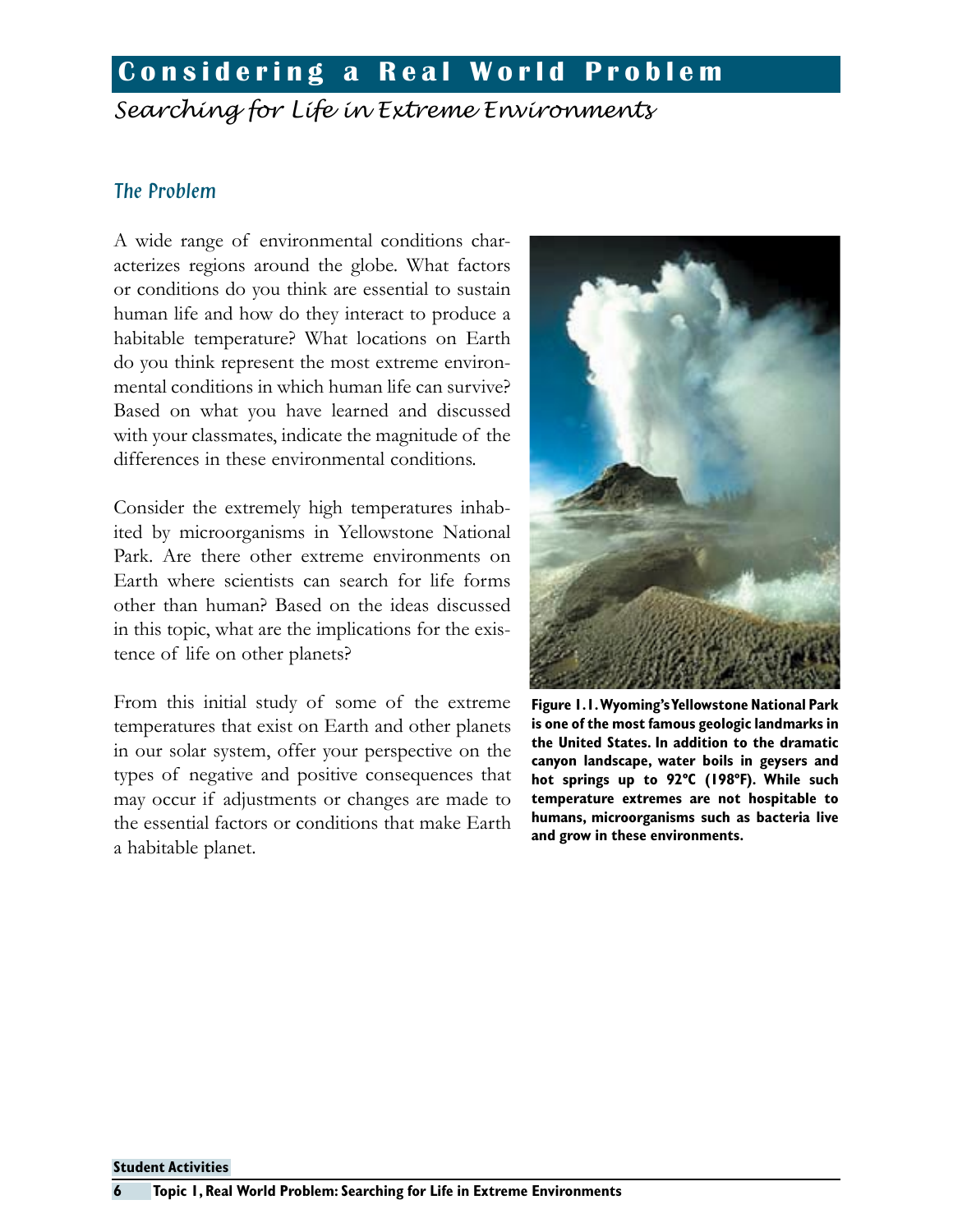# Considering a Real World Problem

## Searching for Life in Extreme Environments

### The Problem

A wide range of environmental conditions characterizes regions around the globe. What factors or conditions do you think are essential to sustain human life and how do they interact to produce a habitable temperature? What locations on Earth do you think represent the most extreme environmental conditions in which human life can survive? Based on what you have learned and discussed with your classmates, indicate the magnitude of the differences in these environmental conditions.

Consider the extremely high temperatures inhabited by microorganisms in Yellowstone National Park. Are there other extreme environments on Earth where scientists can search for life forms other than human? Based on the ideas discussed in this topic, what are the implications for the existence of life on other planets?

From this initial study of some of the extreme temperatures that exist on Earth and other planets in our solar system, offer your perspective on the types of negative and positive consequences that may occur if adjustments or changes are made to the essential factors or conditions that make Earth a habitable planet.

**Figure 1.1. Wyoming's Yellowstone National Park is one of the most famous geologic landmarks in the United States. In addition to the dramatic canyon landscape, water boils in geysers and hot springs up to 92°C (198°F). While such temperature extremes are not hospitable to humans, microorganisms such as bacteria live and grow in these environments.**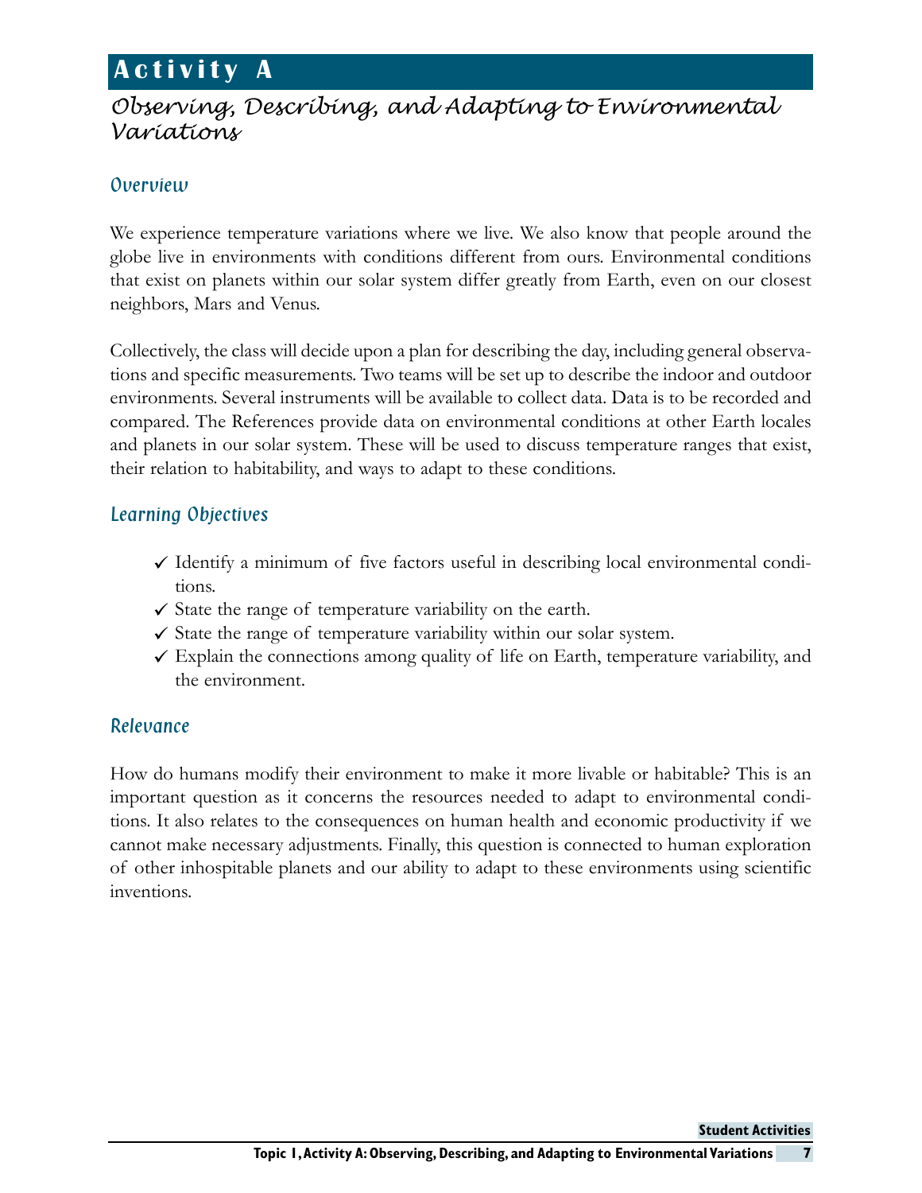# Activity A

## Observing, Describing, and Adapting to Environmental Variations

### Overview

We experience temperature variations where we live. We also know that people around the globe live in environments with conditions different from ours. Environmental conditions that exist on planets within our solar system differ greatly from Earth, even on our closest neighbors, Mars and Venus.

Collectively, the class will decide upon a plan for describing the day, including general observations and specific measurements. Two teams will be set up to describe the indoor and outdoor environments. Several instruments will be available to collect data. Data is to be recorded and compared. The References provide data on environmental conditions at other Earth locales and planets in our solar system. These will be used to discuss temperature ranges that exist, their relation to habitability, and ways to adapt to these conditions.

### Learning Objectives

- ✓ Identify a minimum of five factors useful in describing local environmental conditions.
- ✓ State the range of temperature variability on the earth.
- ✓ State the range of temperature variability within our solar system.
- ✓ Explain the connections among quality of life on Earth, temperature variability, and the environment.

### Relevance

How do humans modify their environment to make it more livable or habitable? This is an important question as it concerns the resources needed to adapt to environmental conditions. It also relates to the consequences on human health and economic productivity if we cannot make necessary adjustments. Finally, this question is connected to human exploration of other inhospitable planets and our ability to adapt to these environments using scientific inventions.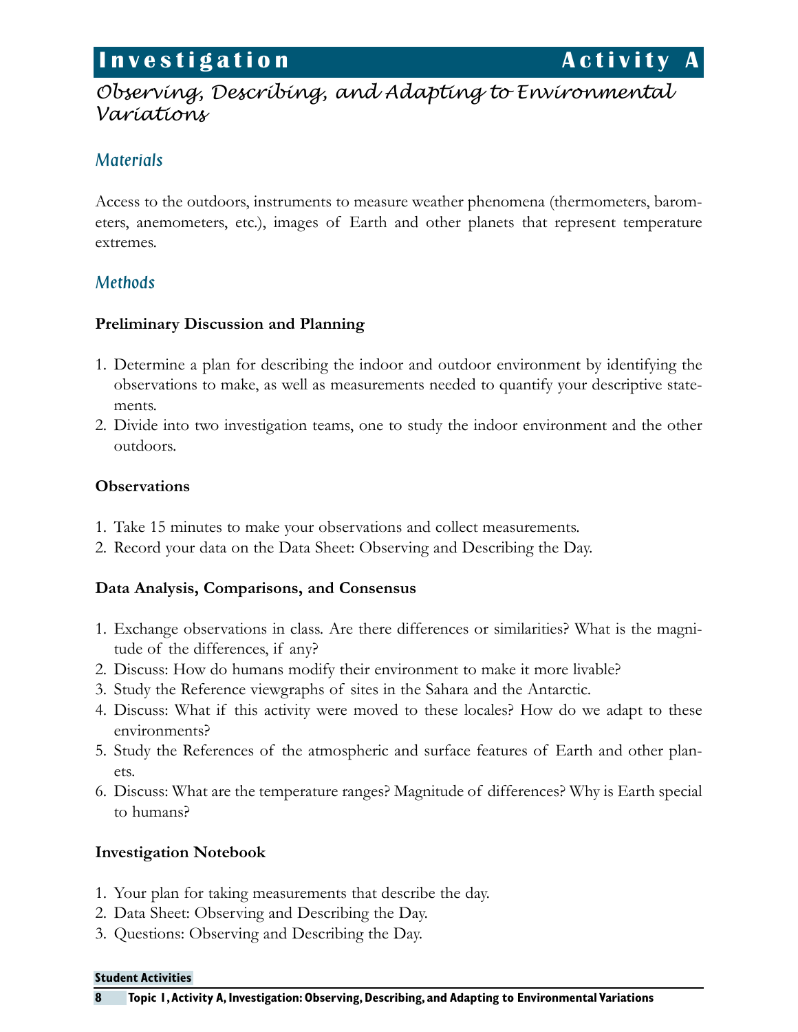# Investigation Activity A

## Observing, Describing, and Adapting to Environmental Variations

### Materials

Access to the outdoors, instruments to measure weather phenomena (thermometers, barometers, anemometers, etc.), images of Earth and other planets that represent temperature extremes.

### Methods

**Preliminary Discussion and Planning**

1. Determine a plan for describing the indoor and outdoor environment by identifying the observations to make, as well as measurements needed to quantify your descriptive statements.
2. Divide into two investigation teams, one to study the indoor environment and the other outdoors.

**Observations**

1. Take 15 minutes to make your observations and collect measurements.
2. Record your data on the Data Sheet: Observing and Describing the Day.

**Data Analysis, Comparisons, and Consensus**

1. Exchange observations in class. Are there differences or similarities? What is the magnitude of the differences, if any?
2. Discuss: How do humans modify their environment to make it more livable?
3. Study the Reference viewgraphs of sites in the Sahara and the Antarctic.
4. Discuss: What if this activity were moved to these locales? How do we adapt to these environments?
5. Study the References of the atmospheric and surface features of Earth and other planets.
6. Discuss: What are the temperature ranges? Magnitude of differences? Why is Earth special to humans?

**Investigation Notebook**

1. Your plan for taking measurements that describe the day.
2. Data Sheet: Observing and Describing the Day.
3. Questions: Observing and Describing the Day.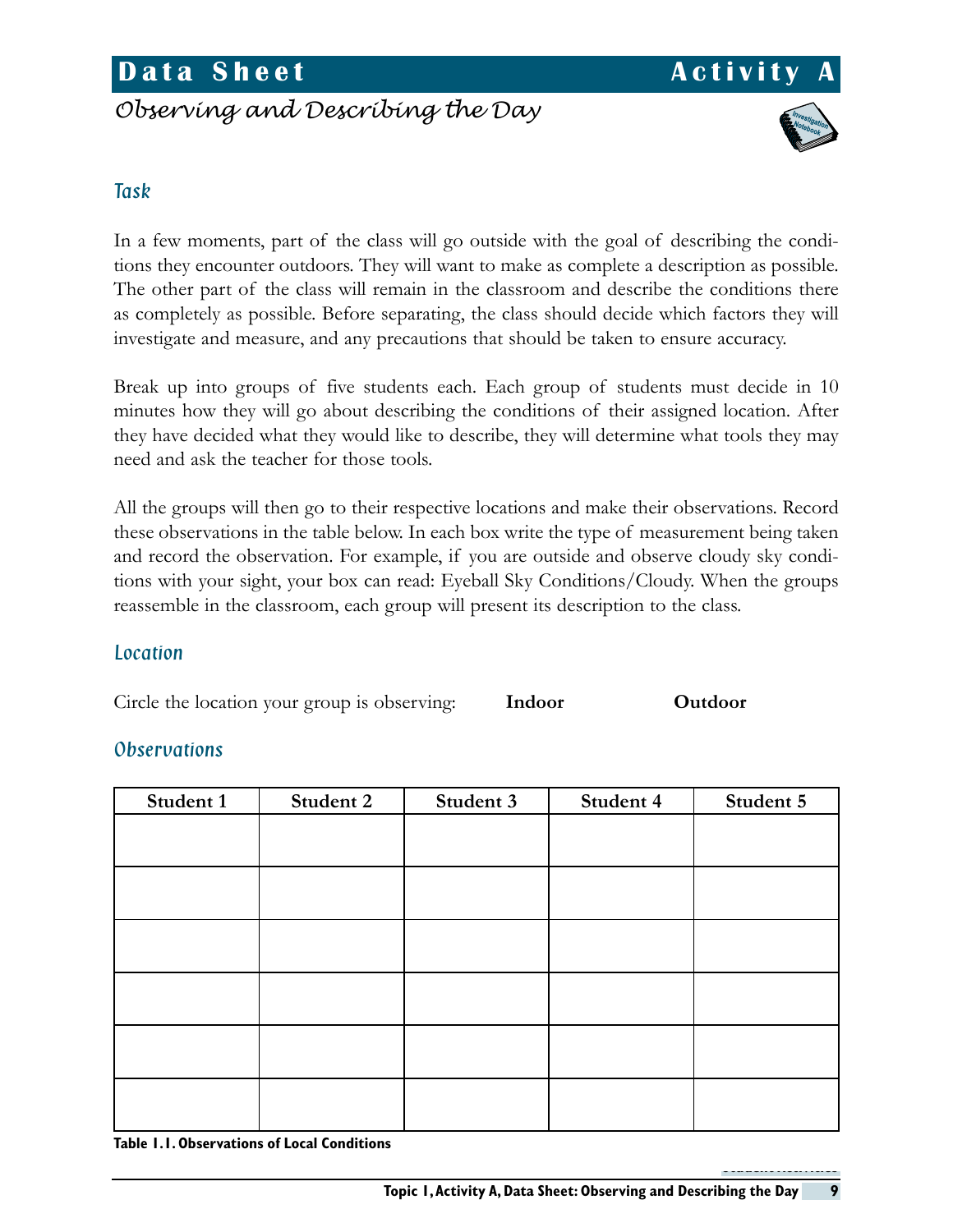# Data Sheet — Activity A

## Observing and Describing the Day

### Task

In a few moments, part of the class will go outside with the goal of describing the conditions they encounter outdoors. They will want to make as complete a description as possible. The other part of the class will remain in the classroom and describe the conditions there as completely as possible. Before separating, the class should decide which factors they will investigate and measure, and any precautions that should be taken to ensure accuracy.

Break up into groups of five students each. Each group of students must decide in 10 minutes how they will go about describing the conditions of their assigned location. After they have decided what they would like to describe, they will determine what tools they may need and ask the teacher for those tools.

All the groups will then go to their respective locations and make their observations. Record these observations in the table below. In each box write the type of measurement being taken and record the observation. For example, if you are outside and observe cloudy sky conditions with your sight, your box can read: Eyeball Sky Conditions/Cloudy. When the groups reassemble in the classroom, each group will present its description to the class.

### Location

Circle the location your group is observing: **Indoor** **Outdoor**

### Observations

| Student 1 | Student 2 | Student 3 | Student 4 | Student 5 |
|---|---|---|---|---|
| | | | | |
| | | | | |
| | | | | |
| | | | | |
| | | | | |
| | | | | |

**Table 1.1. Observations of Local Conditions**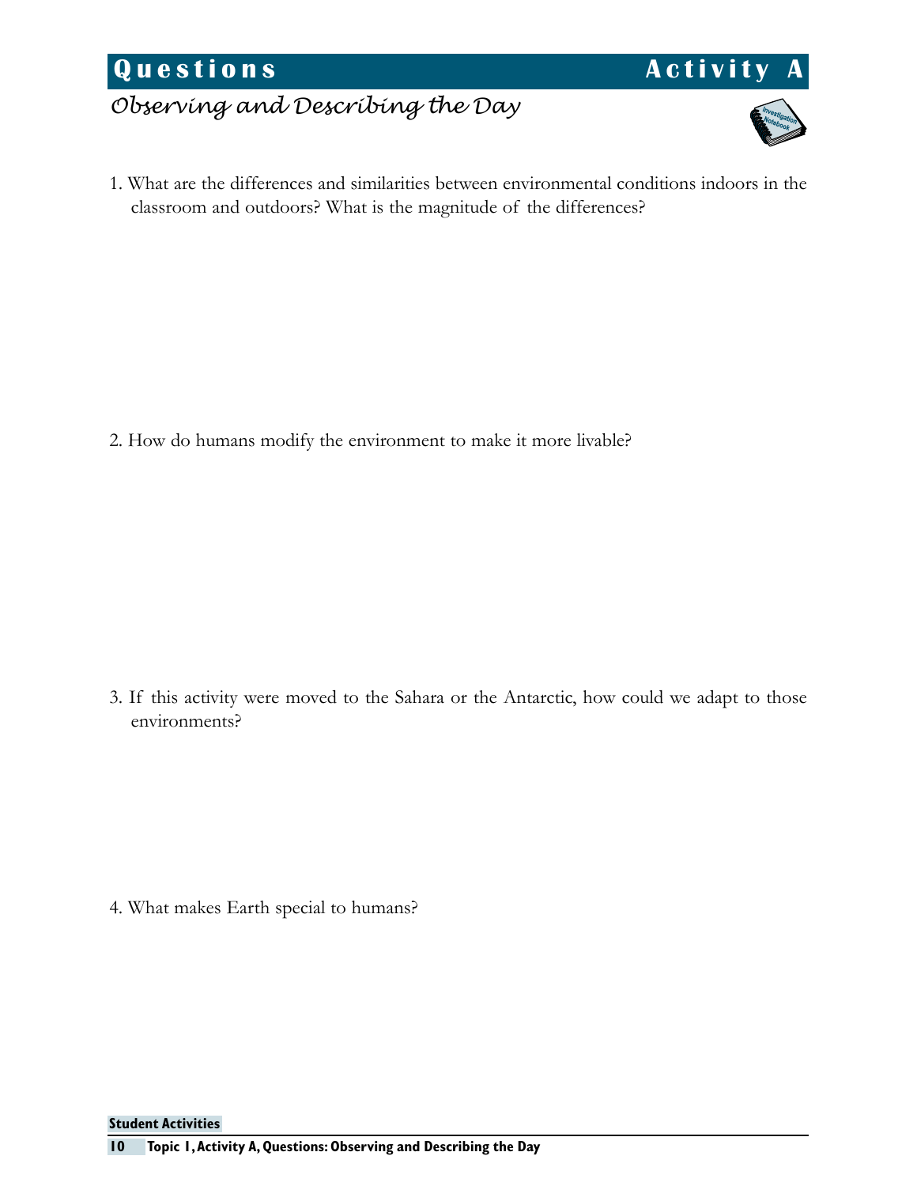## Questions — Activity A

### *Observing and Describing the Day*

1. What are the differences and similarities between environmental conditions indoors in the classroom and outdoors? What is the magnitude of the differences?

2. How do humans modify the environment to make it more livable?

3. If this activity were moved to the Sahara or the Antarctic, how could we adapt to those environments?

4. What makes Earth special to humans?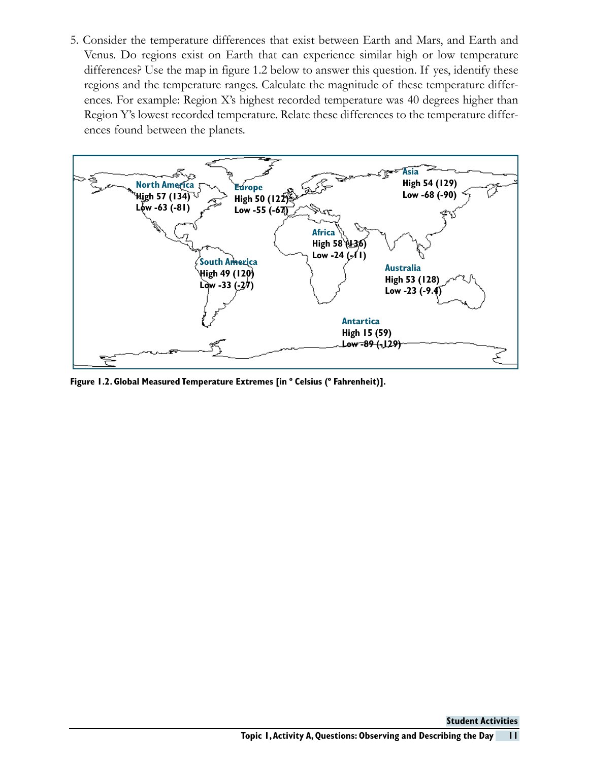5. Consider the temperature differences that exist between Earth and Mars, and Earth and Venus. Do regions exist on Earth that can experience similar high or low temperature differences? Use the map in figure 1.2 below to answer this question. If yes, identify these regions and the temperature ranges. Calculate the magnitude of these temperature differences. For example: Region X's highest recorded temperature was 40 degrees higher than Region Y's lowest recorded temperature. Relate these differences to the temperature differences found between the planets.

**North America**
High 57 (134)
Low -63 (-81)

**Europe**
High 50 (122)
Low -55 (-67)

**Asia**
High 54 (129)
Low -68 (-90)

**Africa**
High 58 (136)
Low -24 (-11)

**South America**
High 49 (120)
Low -33 (-27)

**Australia**
High 53 (128)
Low -23 (-9.4)

**Antartica**
High 15 (59)
Low -89 (-129)

**Figure 1.2. Global Measured Temperature Extremes [in ° Celsius (° Fahrenheit)].**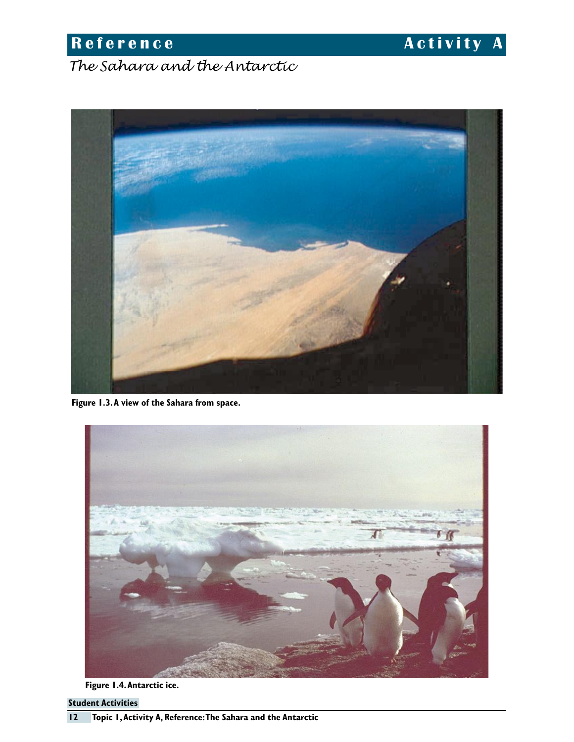# Reference — Activity A

*The Sahara and the Antarctic*

Figure 1.3. A view of the Sahara from space.

Figure 1.4. Antarctic ice.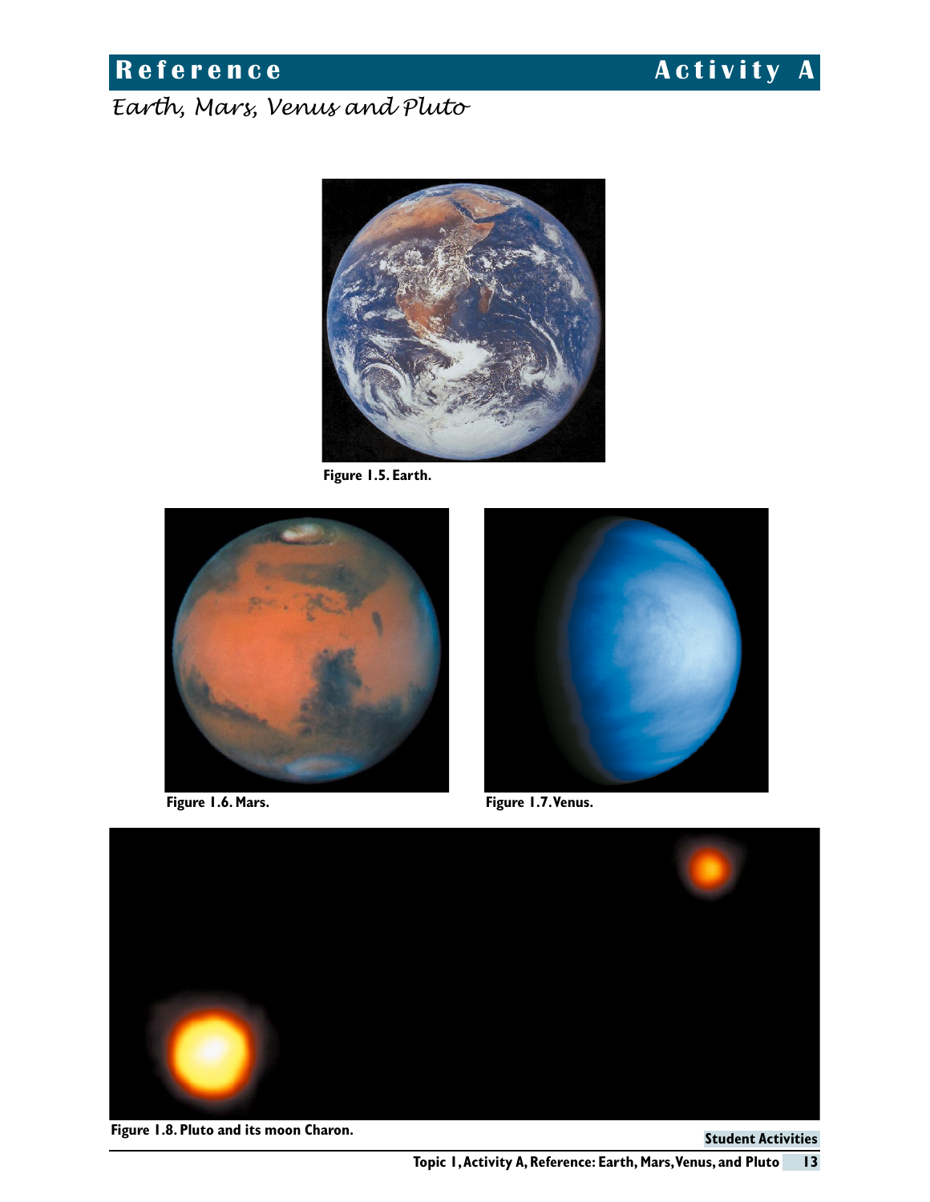# Reference — Activity A

*Earth, Mars, Venus and Pluto*

**Figure 1.5. Earth.**

**Figure 1.6. Mars.**

**Figure 1.7. Venus.**

**Figure 1.8. Pluto and its moon Charon.**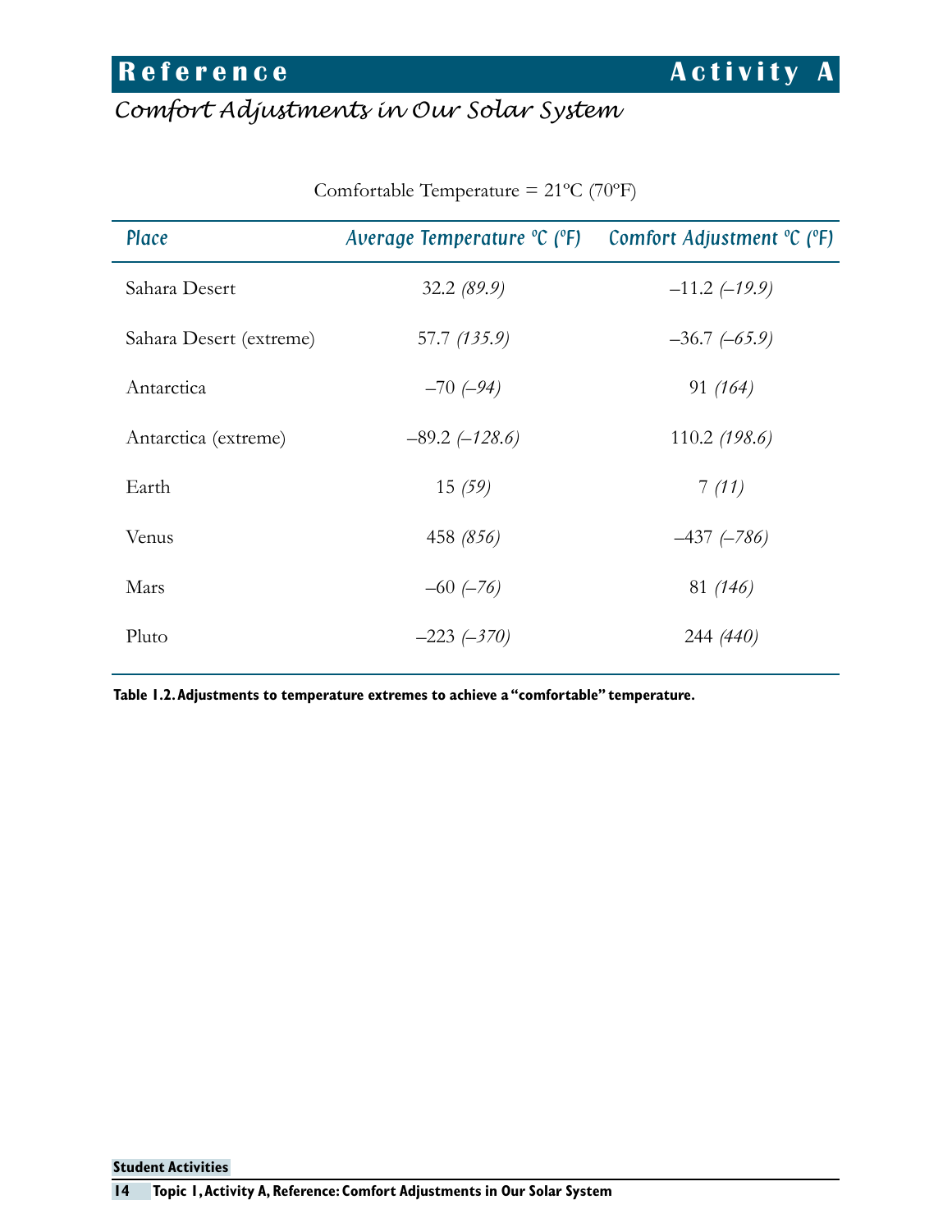## Reference — Activity A

# Comfort Adjustments in Our Solar System

Comfortable Temperature = 21ºC (70ºF)

| Place | Average Temperature ºC (ºF) | Comfort Adjustment ºC (ºF) |
|---|---|---|
| Sahara Desert | 32.2 *(89.9)* | –11.2 *(–19.9)* |
| Sahara Desert (extreme) | 57.7 *(135.9)* | –36.7 *(–65.9)* |
| Antarctica | –70 *(–94)* | 91 *(164)* |
| Antarctica (extreme) | –89.2 *(–128.6)* | 110.2 *(198.6)* |
| Earth | 15 *(59)* | 7 *(11)* |
| Venus | 458 *(856)* | –437 *(–786)* |
| Mars | –60 *(–76)* | 81 *(146)* |
| Pluto | –223 *(–370)* | 244 *(440)* |

**Table 1.2. Adjustments to temperature extremes to achieve a "comfortable" temperature.**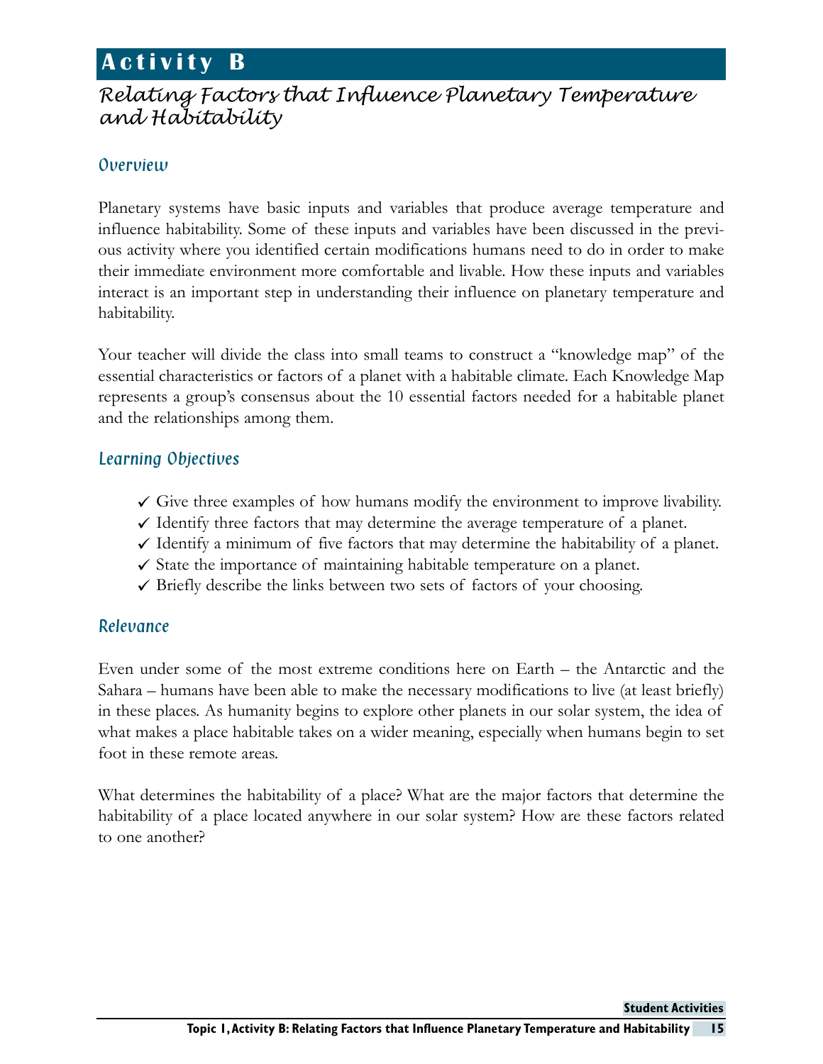# Activity B

## Relating Factors that Influence Planetary Temperature and Habitability

### Overview

Planetary systems have basic inputs and variables that produce average temperature and influence habitability. Some of these inputs and variables have been discussed in the previous activity where you identified certain modifications humans need to do in order to make their immediate environment more comfortable and livable. How these inputs and variables interact is an important step in understanding their influence on planetary temperature and habitability.

Your teacher will divide the class into small teams to construct a "knowledge map" of the essential characteristics or factors of a planet with a habitable climate. Each Knowledge Map represents a group's consensus about the 10 essential factors needed for a habitable planet and the relationships among them.

### Learning Objectives

- ✓ Give three examples of how humans modify the environment to improve livability.
- ✓ Identify three factors that may determine the average temperature of a planet.
- ✓ Identify a minimum of five factors that may determine the habitability of a planet.
- ✓ State the importance of maintaining habitable temperature on a planet.
- ✓ Briefly describe the links between two sets of factors of your choosing.

### Relevance

Even under some of the most extreme conditions here on Earth – the Antarctic and the Sahara – humans have been able to make the necessary modifications to live (at least briefly) in these places. As humanity begins to explore other planets in our solar system, the idea of what makes a place habitable takes on a wider meaning, especially when humans begin to set foot in these remote areas.

What determines the habitability of a place? What are the major factors that determine the habitability of a place located anywhere in our solar system? How are these factors related to one another?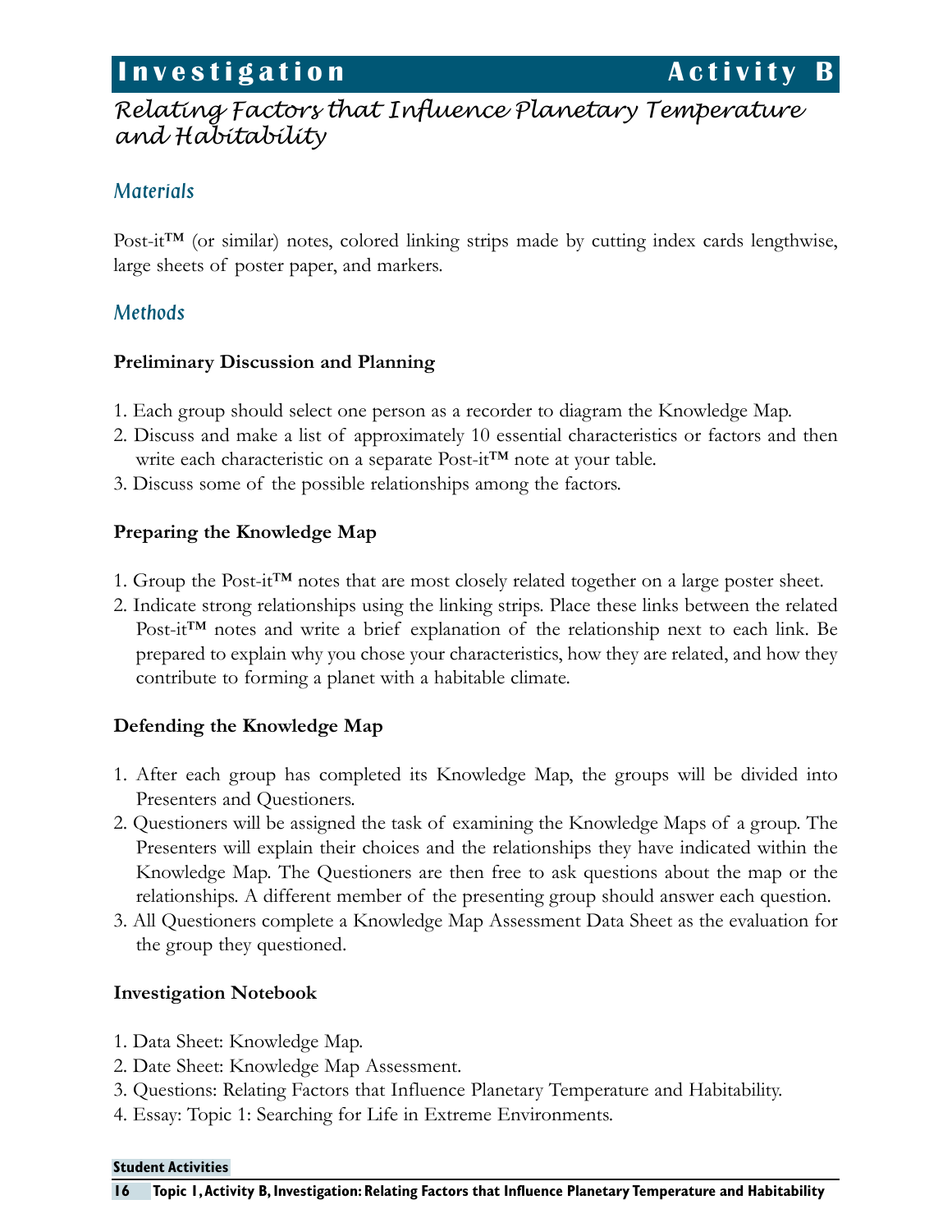# Investigation Activity B

## *Relating Factors that Influence Planetary Temperature and Habitability*

### Materials

Post-it™ (or similar) notes, colored linking strips made by cutting index cards lengthwise, large sheets of poster paper, and markers.

### Methods

**Preliminary Discussion and Planning**

1. Each group should select one person as a recorder to diagram the Knowledge Map.
2. Discuss and make a list of approximately 10 essential characteristics or factors and then write each characteristic on a separate Post-it™ note at your table.
3. Discuss some of the possible relationships among the factors.

**Preparing the Knowledge Map**

1. Group the Post-it™ notes that are most closely related together on a large poster sheet.
2. Indicate strong relationships using the linking strips. Place these links between the related Post-it™ notes and write a brief explanation of the relationship next to each link. Be prepared to explain why you chose your characteristics, how they are related, and how they contribute to forming a planet with a habitable climate.

**Defending the Knowledge Map**

1. After each group has completed its Knowledge Map, the groups will be divided into Presenters and Questioners.
2. Questioners will be assigned the task of examining the Knowledge Maps of a group. The Presenters will explain their choices and the relationships they have indicated within the Knowledge Map. The Questioners are then free to ask questions about the map or the relationships. A different member of the presenting group should answer each question.
3. All Questioners complete a Knowledge Map Assessment Data Sheet as the evaluation for the group they questioned.

**Investigation Notebook**

1. Data Sheet: Knowledge Map.
2. Date Sheet: Knowledge Map Assessment.
3. Questions: Relating Factors that Influence Planetary Temperature and Habitability.
4. Essay: Topic 1: Searching for Life in Extreme Environments.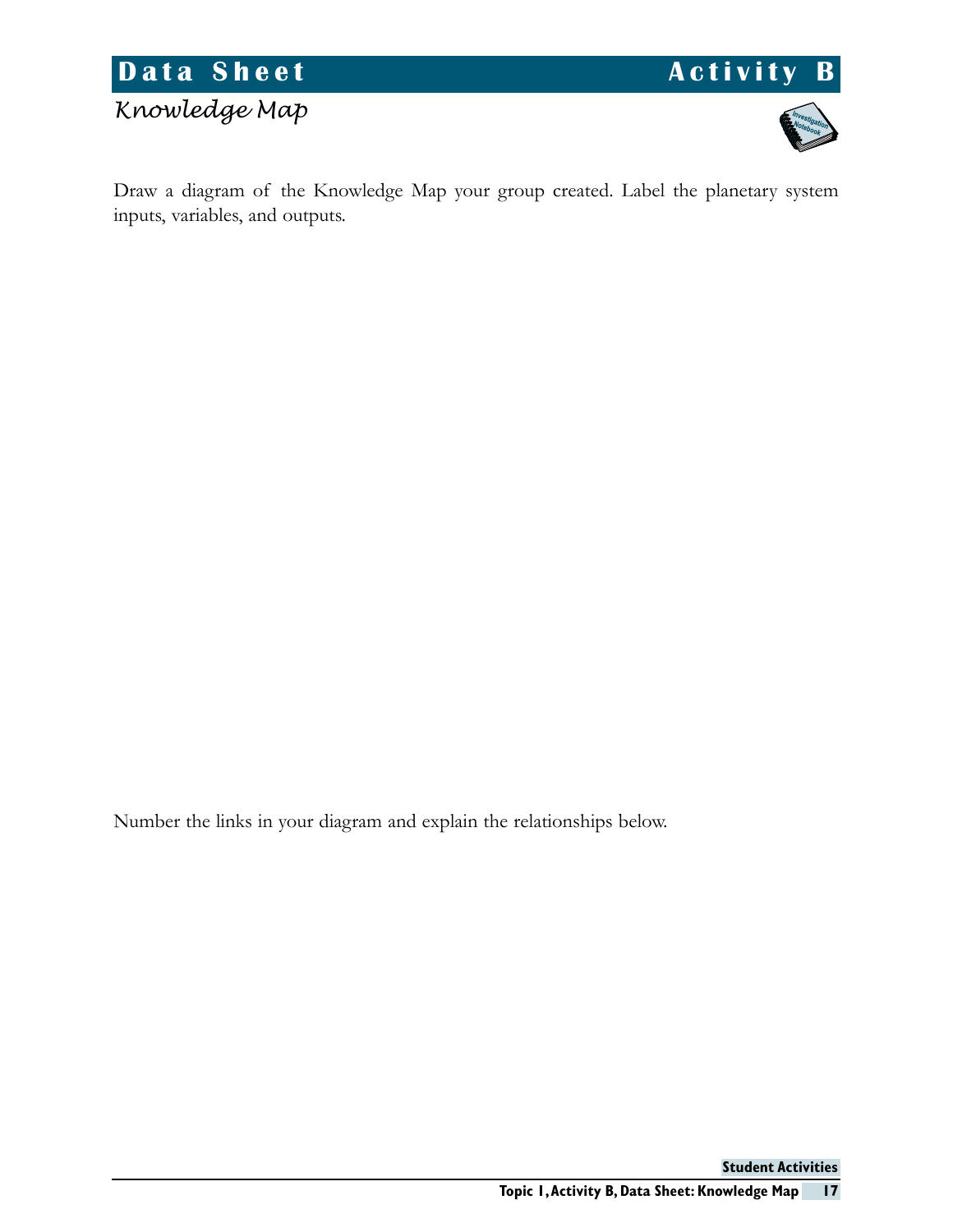# Data Sheet — Activity B

## *Knowledge Map*

Draw a diagram of the Knowledge Map your group created. Label the planetary system inputs, variables, and outputs.

Number the links in your diagram and explain the relationships below.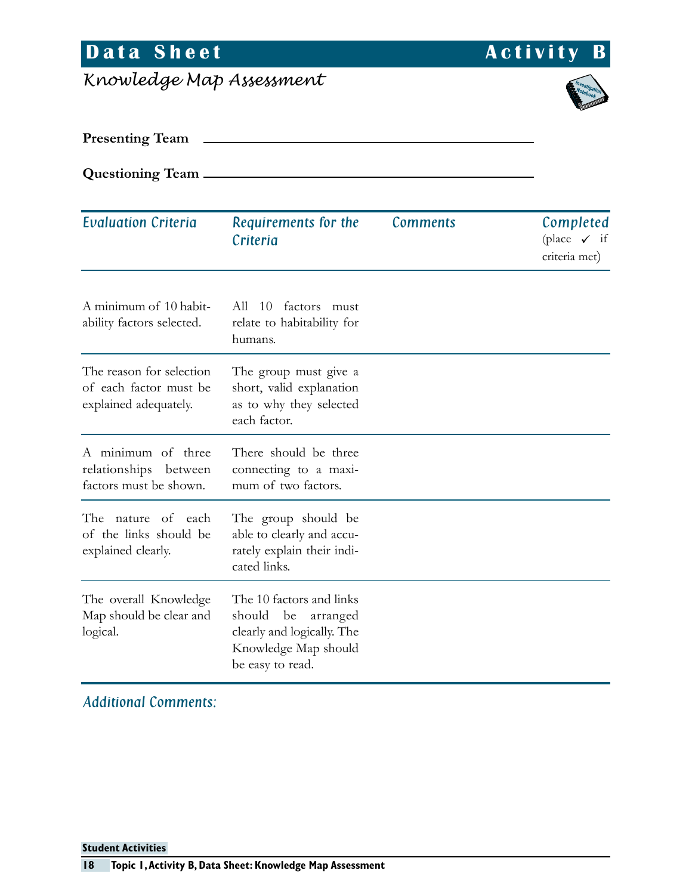# Data Sheet — Activity B

## Knowledge Map Assessment

**Presenting Team** \_\_\_\_\_\_\_\_\_\_\_\_\_\_\_\_\_\_\_\_\_\_\_\_\_\_\_\_\_\_\_\_\_\_\_\_\_\_\_\_

**Questioning Team** \_\_\_\_\_\_\_\_\_\_\_\_\_\_\_\_\_\_\_\_\_\_\_\_\_\_\_\_\_\_\_\_\_\_\_\_\_\_\_\_

| *Evaluation Criteria* | *Requirements for the Criteria* | *Comments* | *Completed* (place ✓ if criteria met) |
|---|---|---|---|
| A minimum of 10 habitability factors selected. | All 10 factors must relate to habitability for humans. | | |
| The reason for selection of each factor must be explained adequately. | The group must give a short, valid explanation as to why they selected each factor. | | |
| A minimum of three relationships between factors must be shown. | There should be three connecting to a maximum of two factors. | | |
| The nature of each of the links should be explained clearly. | The group should be able to clearly and accurately explain their indicated links. | | |
| The overall Knowledge Map should be clear and logical. | The 10 factors and links should be arranged clearly and logically. The Knowledge Map should be easy to read. | | |

*Additional Comments:*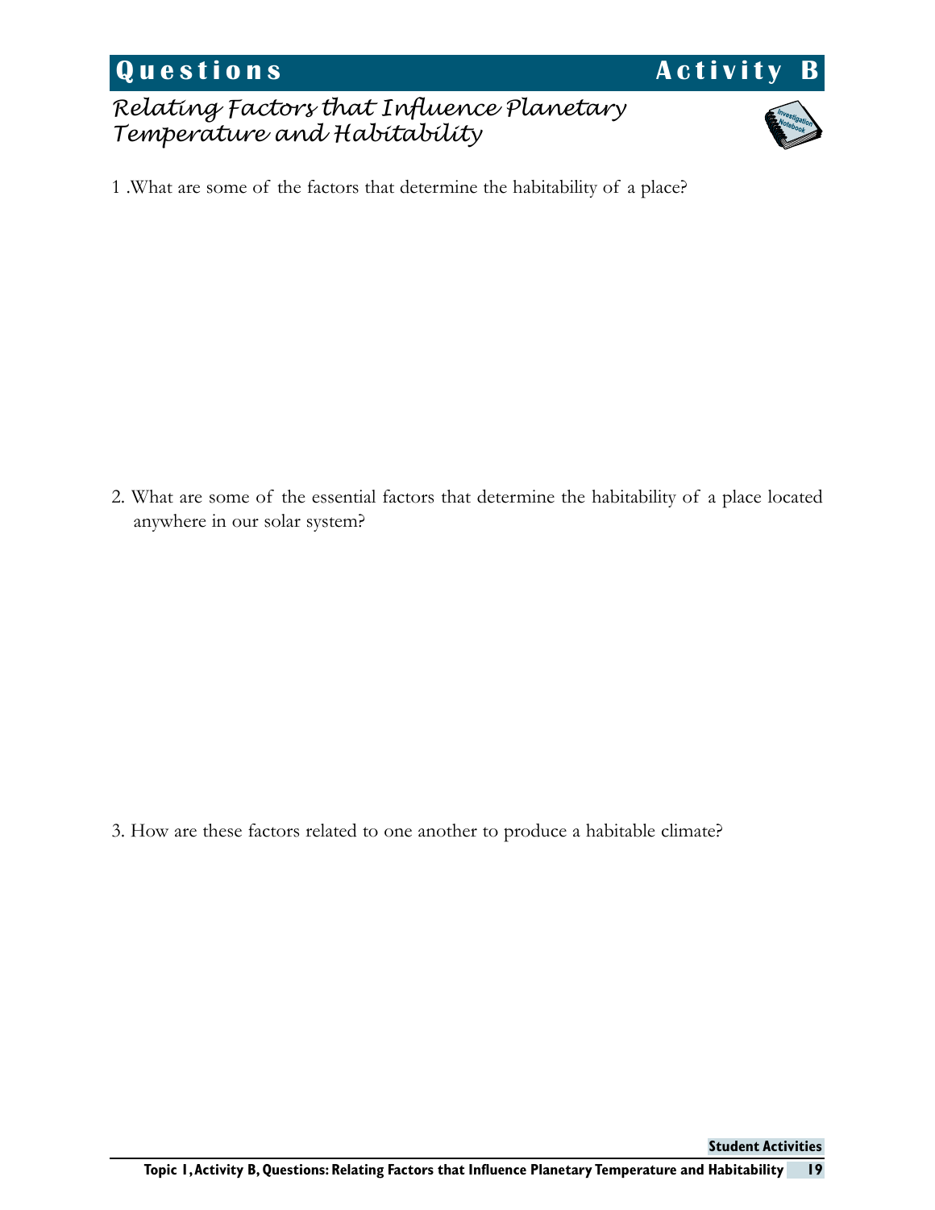# Questions — Activity B

## *Relating Factors that Influence Planetary Temperature and Habitability*

1 .What are some of the factors that determine the habitability of a place?

2. What are some of the essential factors that determine the habitability of a place located anywhere in our solar system?

3. How are these factors related to one another to produce a habitable climate?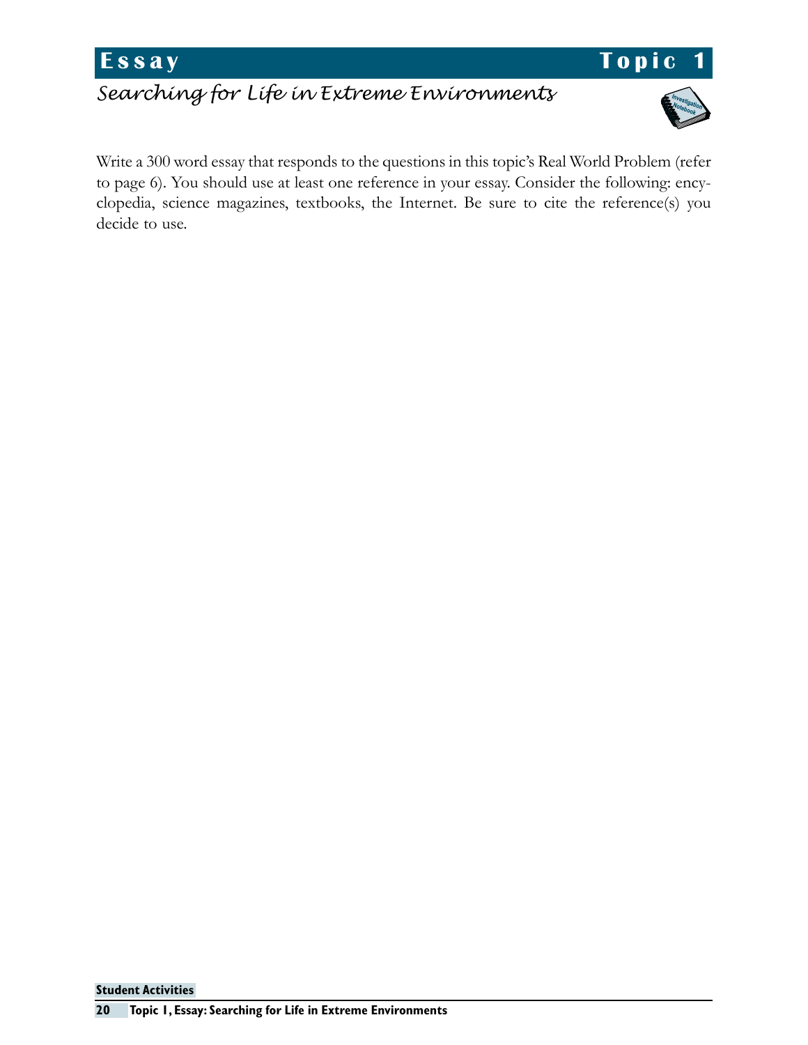# Essay — Topic 1

## Searching for Life in Extreme Environments

Write a 300 word essay that responds to the questions in this topic's Real World Problem (refer to page 6). You should use at least one reference in your essay. Consider the following: encyclopedia, science magazines, textbooks, the Internet. Be sure to cite the reference(s) you decide to use.